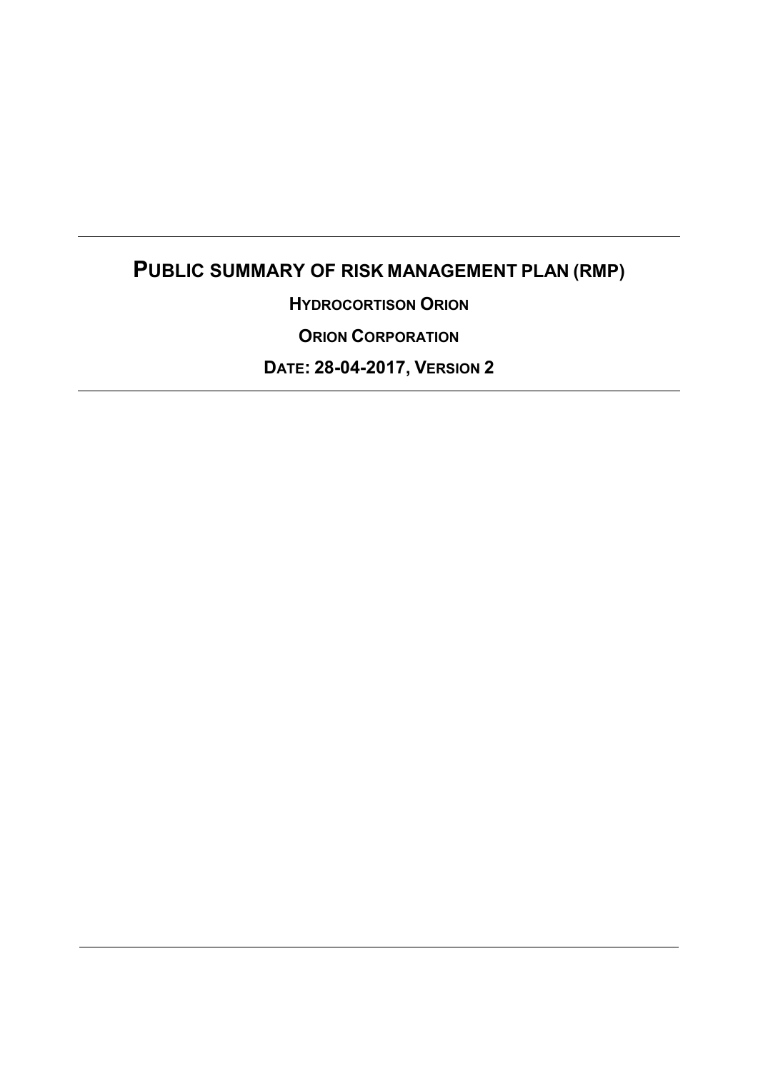# PUBLIC SUMMARY OF RISK MANAGEMENT PLAN (RMP)

**HYDROCORTISON ORION**

**ORION CORPORATION**

**DATE: 28-04-2017, VERSION 2**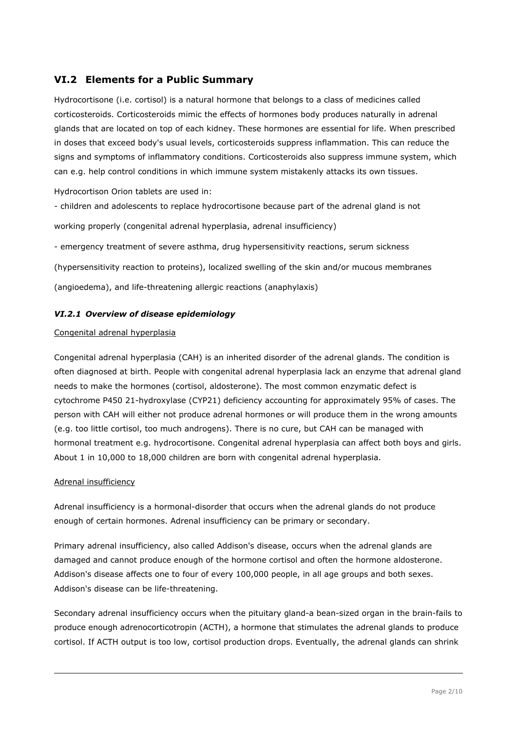## VI.2 Elements for a Public Summary

Hydrocortisone (i.e. cortisol) is a natural hormone that belongs to a class of medicines called corticosteroids. Corticosteroids mimic the effects of hormones body produces naturally in adrenal glands that are located on top of each kidney. These hormones are essential for life. When prescribed in doses that exceed body's usual levels, corticosteroids suppress inflammation. This can reduce the signs and symptoms of inflammatory conditions. Corticosteroids also suppress immune system, which can e.g. help control conditions in which immune system mistakenly attacks its own tissues.

Hydrocortison Orion tablets are used in:

- children and adolescents to replace hydrocortisone because part of the adrenal gland is not working properly (congenital adrenal hyperplasia, adrenal insufficiency)
- emergency treatment of severe asthma, drug hypersensitivity reactions, serum sickness (hypersensitivity reaction to proteins), localized swelling of the skin and/or mucous membranes (angioedema), and life-threatening allergic reactions (anaphylaxis)

### *VI.2.1 Overview of disease epidemiology*

<u>Congenital adrenal hyperplasia</u>

Congenital adrenal hyperplasia (CAH) is an inherited disorder of the adrenal glands. The condition is often diagnosed at birth. People with congenital adrenal hyperplasia lack an enzyme that adrenal gland needs to make the hormones (cortisol, aldosterone). The most common enzymatic defect is cytochrome P450 21-hydroxylase (CYP21) deficiency accounting for approximately 95% of cases. The person with CAH will either not produce adrenal hormones or will produce them in the wrong amounts (e.g. too little cortisol, too much androgens). There is no cure, but CAH can be managed with hormonal treatment e.g. hydrocortisone. Congenital adrenal hyperplasia can affect both boys and girls. About 1 in 10,000 to 18,000 children are born with congenital adrenal hyperplasia.

<u>Adrenal insufficiency</u>

Adrenal insufficiency is a hormonal-disorder that occurs when the adrenal glands do not produce enough of certain hormones. Adrenal insufficiency can be primary or secondary.

Primary adrenal insufficiency, also called Addison's disease, occurs when the adrenal glands are damaged and cannot produce enough of the hormone cortisol and often the hormone aldosterone. Addison's disease affects one to four of every 100,000 people, in all age groups and both sexes. Addison's disease can be life-threatening.

Secondary adrenal insufficiency occurs when the pituitary gland-a bean-sized organ in the brain-fails to produce enough adrenocorticotropin (ACTH), a hormone that stimulates the adrenal glands to produce cortisol. If ACTH output is too low, cortisol production drops. Eventually, the adrenal glands can shrink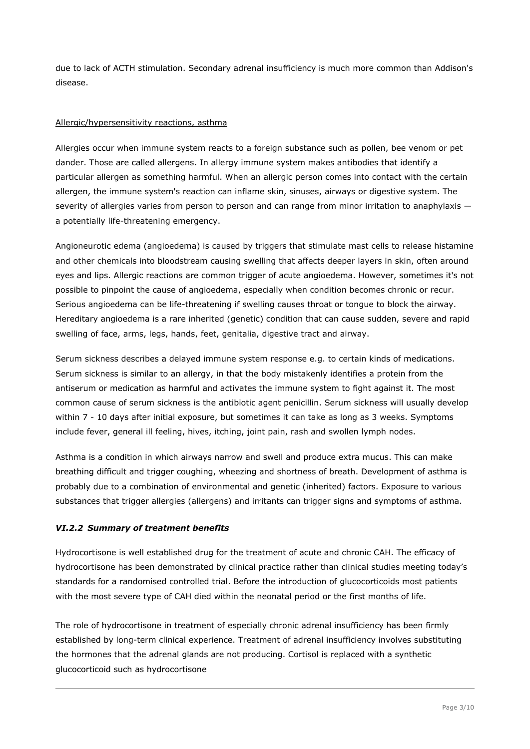due to lack of ACTH stimulation. Secondary adrenal insufficiency is much more common than Addison's disease.

<u>Allergic/hypersensitivity reactions, asthma</u>

Allergies occur when immune system reacts to a foreign substance such as pollen, bee venom or pet dander. Those are called allergens. In allergy immune system makes antibodies that identify a particular allergen as something harmful. When an allergic person comes into contact with the certain allergen, the immune system's reaction can inflame skin, sinuses, airways or digestive system. The severity of allergies varies from person to person and can range from minor irritation to anaphylaxis — a potentially life-threatening emergency.

Angioneurotic edema (angioedema) is caused by triggers that stimulate mast cells to release histamine and other chemicals into bloodstream causing swelling that affects deeper layers in skin, often around eyes and lips. Allergic reactions are common trigger of acute angioedema. However, sometimes it's not possible to pinpoint the cause of angioedema, especially when condition becomes chronic or recur. Serious angioedema can be life-threatening if swelling causes throat or tongue to block the airway. Hereditary angioedema is a rare inherited (genetic) condition that can cause sudden, severe and rapid swelling of face, arms, legs, hands, feet, genitalia, digestive tract and airway.

Serum sickness describes a delayed immune system response e.g. to certain kinds of medications. Serum sickness is similar to an allergy, in that the body mistakenly identifies a protein from the antiserum or medication as harmful and activates the immune system to fight against it. The most common cause of serum sickness is the antibiotic agent penicillin. Serum sickness will usually develop within 7 - 10 days after initial exposure, but sometimes it can take as long as 3 weeks. Symptoms include fever, general ill feeling, hives, itching, joint pain, rash and swollen lymph nodes.

Asthma is a condition in which airways narrow and swell and produce extra mucus. This can make breathing difficult and trigger coughing, wheezing and shortness of breath. Development of asthma is probably due to a combination of environmental and genetic (inherited) factors. Exposure to various substances that trigger allergies (allergens) and irritants can trigger signs and symptoms of asthma.

### *VI.2.2 Summary of treatment benefits*

Hydrocortisone is well established drug for the treatment of acute and chronic CAH. The efficacy of hydrocortisone has been demonstrated by clinical practice rather than clinical studies meeting today's standards for a randomised controlled trial. Before the introduction of glucocorticoids most patients with the most severe type of CAH died within the neonatal period or the first months of life.

The role of hydrocortisone in treatment of especially chronic adrenal insufficiency has been firmly established by long-term clinical experience. Treatment of adrenal insufficiency involves substituting the hormones that the adrenal glands are not producing. Cortisol is replaced with a synthetic glucocorticoid such as hydrocortisone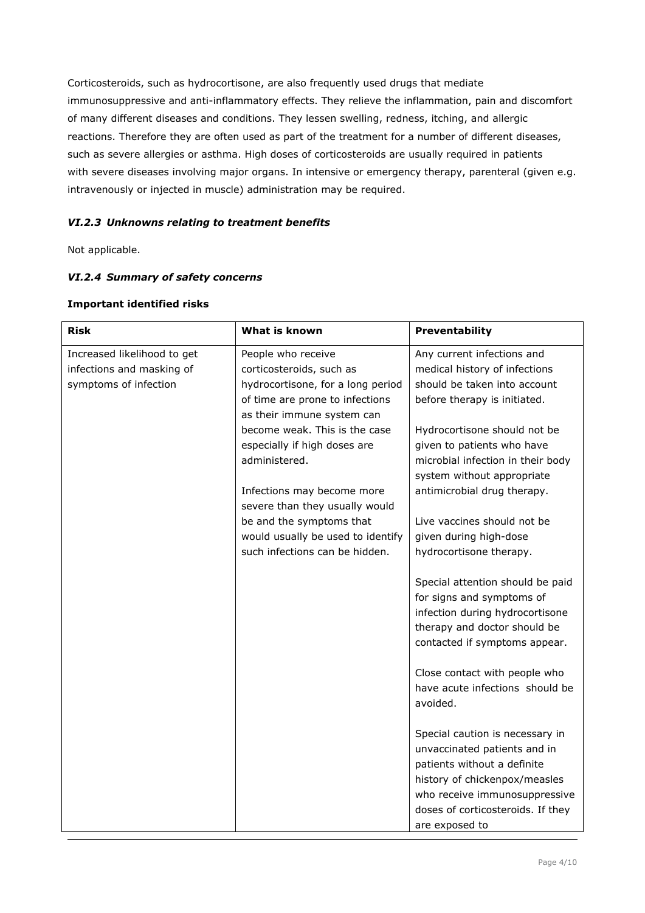Corticosteroids, such as hydrocortisone, are also frequently used drugs that mediate immunosuppressive and anti-inflammatory effects. They relieve the inflammation, pain and discomfort of many different diseases and conditions. They lessen swelling, redness, itching, and allergic reactions. Therefore they are often used as part of the treatment for a number of different diseases, such as severe allergies or asthma. High doses of corticosteroids are usually required in patients with severe diseases involving major organs. In intensive or emergency therapy, parenteral (given e.g. intravenously or injected in muscle) administration may be required.

### *VI.2.3 Unknowns relating to treatment benefits*

Not applicable.

### *VI.2.4 Summary of safety concerns*

**Important identified risks**

| **Risk** | **What is known** | **Preventability** |
|---|---|---|
| Increased likelihood to get infections and masking of symptoms of infection | People who receive corticosteroids, such as hydrocortisone, for a long period of time are prone to infections as their immune system can become weak. This is the case especially if high doses are administered.<br><br>Infections may become more severe than they usually would be and the symptoms that would usually be used to identify such infections can be hidden. | Any current infections and medical history of infections should be taken into account before therapy is initiated.<br><br>Hydrocortisone should not be given to patients who have microbial infection in their body system without appropriate antimicrobial drug therapy.<br><br>Live vaccines should not be given during high-dose hydrocortisone therapy.<br><br>Special attention should be paid for signs and symptoms of infection during hydrocortisone therapy and doctor should be contacted if symptoms appear.<br><br>Close contact with people who have acute infections should be avoided.<br><br>Special caution is necessary in unvaccinated patients and in patients without a definite history of chickenpox/measles who receive immunosuppressive doses of corticosteroids. If they are exposed to |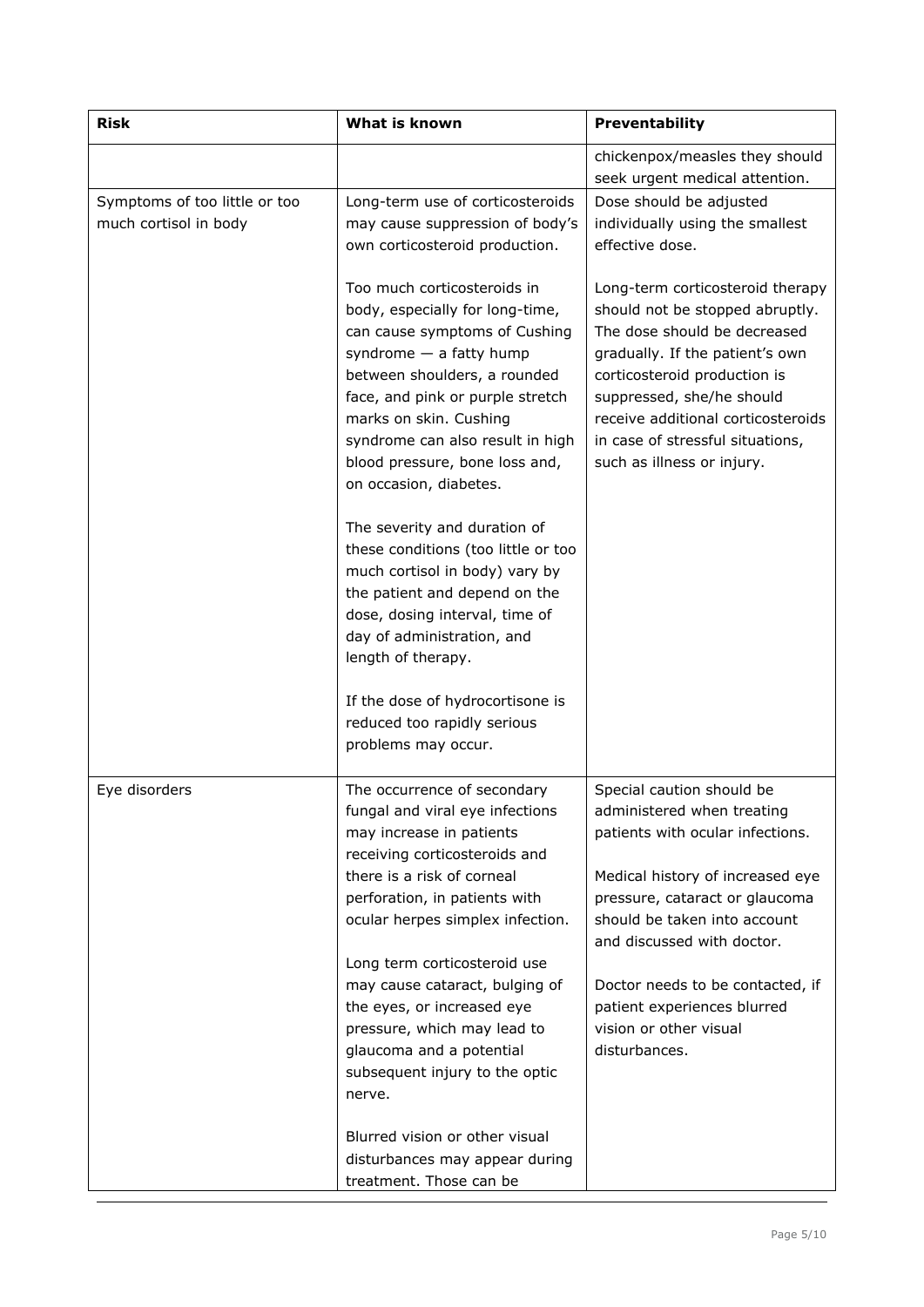| Risk | What is known | Preventability |
|---|---|---|
| | | chickenpox/measles they should seek urgent medical attention. |
| Symptoms of too little or too much cortisol in body | Long-term use of corticosteroids may cause suppression of body's own corticosteroid production.<br><br>Too much corticosteroids in body, especially for long-time, can cause symptoms of Cushing syndrome — a fatty hump between shoulders, a rounded face, and pink or purple stretch marks on skin. Cushing syndrome can also result in high blood pressure, bone loss and, on occasion, diabetes.<br><br>The severity and duration of these conditions (too little or too much cortisol in body) vary by the patient and depend on the dose, dosing interval, time of day of administration, and length of therapy.<br><br>If the dose of hydrocortisone is reduced too rapidly serious problems may occur. | Dose should be adjusted individually using the smallest effective dose.<br><br>Long-term corticosteroid therapy should not be stopped abruptly. The dose should be decreased gradually. If the patient's own corticosteroid production is suppressed, she/he should receive additional corticosteroids in case of stressful situations, such as illness or injury. |
| Eye disorders | The occurrence of secondary fungal and viral eye infections may increase in patients receiving corticosteroids and there is a risk of corneal perforation, in patients with ocular herpes simplex infection.<br><br>Long term corticosteroid use may cause cataract, bulging of the eyes, or increased eye pressure, which may lead to glaucoma and a potential subsequent injury to the optic nerve.<br><br>Blurred vision or other visual disturbances may appear during treatment. Those can be | Special caution should be administered when treating patients with ocular infections.<br><br>Medical history of increased eye pressure, cataract or glaucoma should be taken into account and discussed with doctor.<br><br>Doctor needs to be contacted, if patient experiences blurred vision or other visual disturbances. |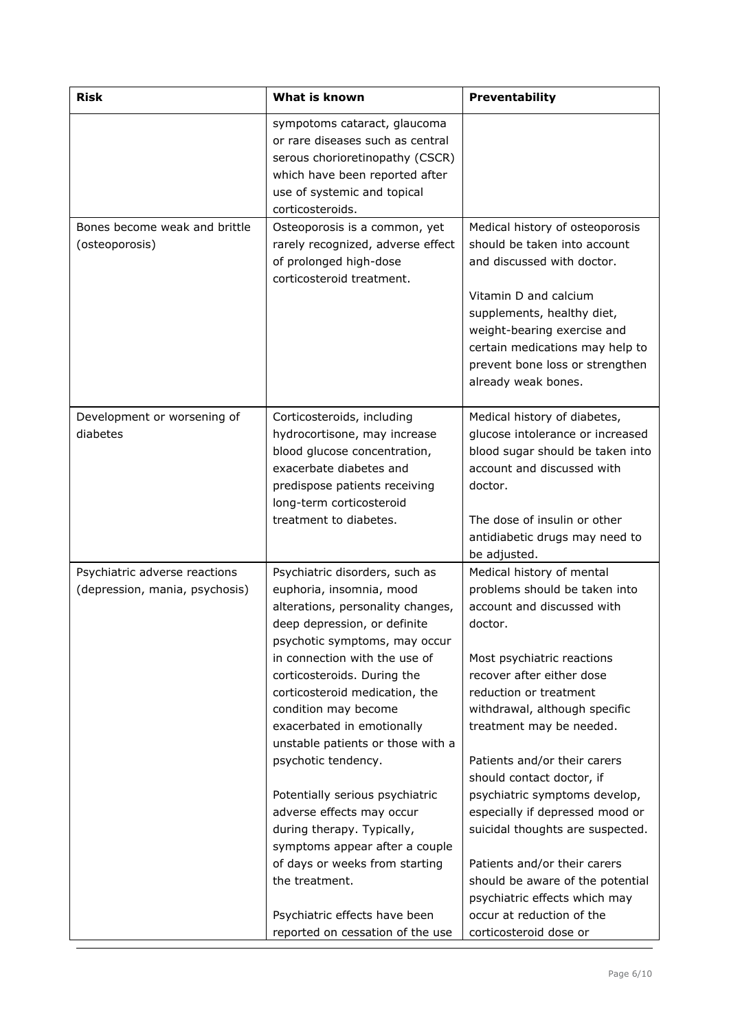| Risk | What is known | Preventability |
|---|---|---|
| | sympotoms cataract, glaucoma or rare diseases such as central serous chorioretinopathy (CSCR) which have been reported after use of systemic and topical corticosteroids. | |
| Bones become weak and brittle (osteoporosis) | Osteoporosis is a common, yet rarely recognized, adverse effect of prolonged high-dose corticosteroid treatment. | Medical history of osteoporosis should be taken into account and discussed with doctor.<br><br>Vitamin D and calcium supplements, healthy diet, weight-bearing exercise and certain medications may help to prevent bone loss or strengthen already weak bones. |
| Development or worsening of diabetes | Corticosteroids, including hydrocortisone, may increase blood glucose concentration, exacerbate diabetes and predispose patients receiving long-term corticosteroid treatment to diabetes. | Medical history of diabetes, glucose intolerance or increased blood sugar should be taken into account and discussed with doctor.<br><br>The dose of insulin or other antidiabetic drugs may need to be adjusted. |
| Psychiatric adverse reactions (depression, mania, psychosis) | Psychiatric disorders, such as euphoria, insomnia, mood alterations, personality changes, deep depression, or definite psychotic symptoms, may occur in connection with the use of corticosteroids. During the corticosteroid medication, the condition may become exacerbated in emotionally unstable patients or those with a psychotic tendency.<br><br>Potentially serious psychiatric adverse effects may occur during therapy. Typically, symptoms appear after a couple of days or weeks from starting the treatment.<br><br>Psychiatric effects have been reported on cessation of the use | Medical history of mental problems should be taken into account and discussed with doctor.<br><br>Most psychiatric reactions recover after either dose reduction or treatment withdrawal, although specific treatment may be needed.<br><br>Patients and/or their carers should contact doctor, if psychiatric symptoms develop, especially if depressed mood or suicidal thoughts are suspected.<br><br>Patients and/or their carers should be aware of the potential psychiatric effects which may occur at reduction of the corticosteroid dose or |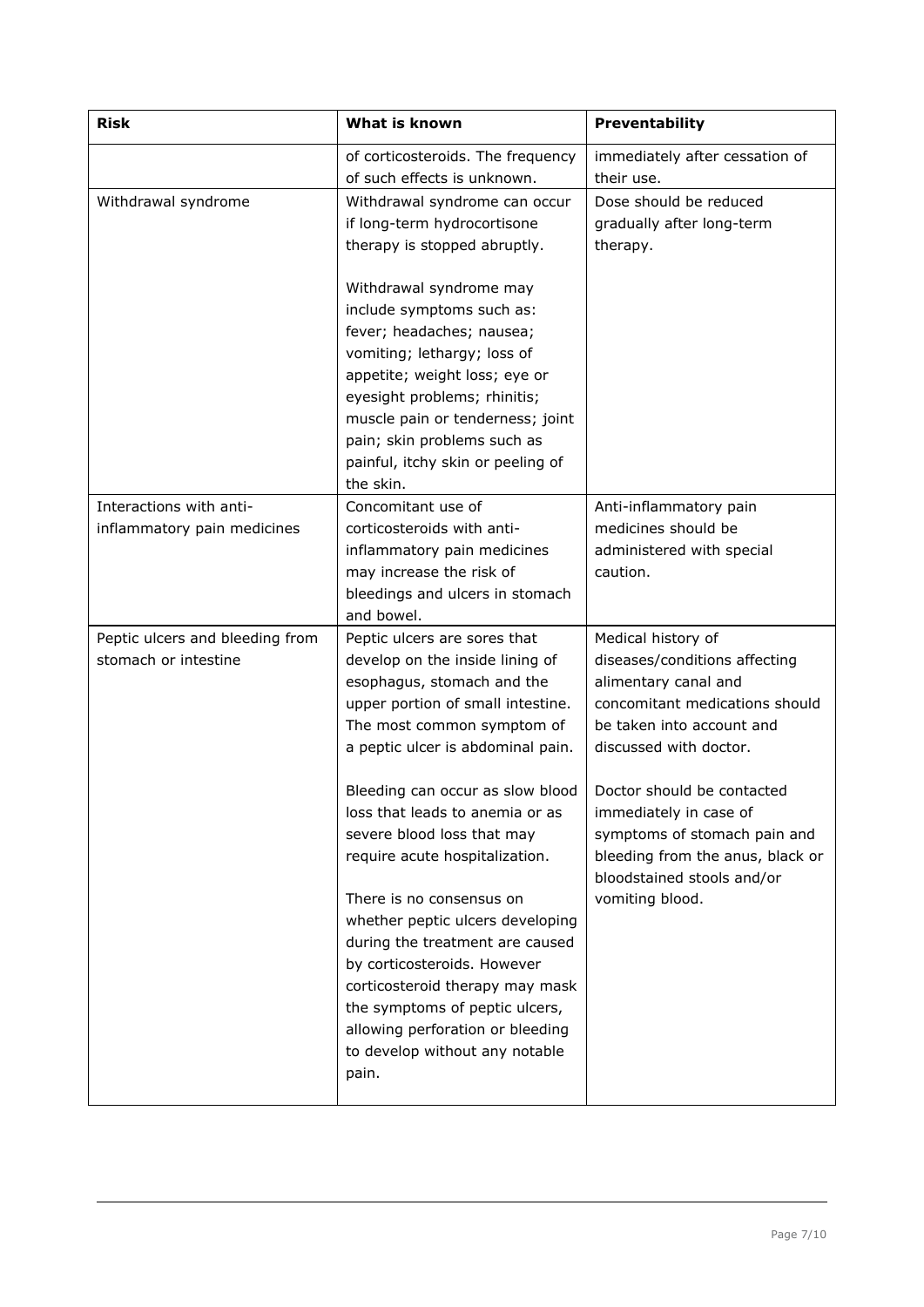| Risk | What is known | Preventability |
|---|---|---|
| | of corticosteroids. The frequency of such effects is unknown. | immediately after cessation of their use. |
| Withdrawal syndrome | Withdrawal syndrome can occur if long-term hydrocortisone therapy is stopped abruptly.<br><br>Withdrawal syndrome may include symptoms such as: fever; headaches; nausea; vomiting; lethargy; loss of appetite; weight loss; eye or eyesight problems; rhinitis; muscle pain or tenderness; joint pain; skin problems such as painful, itchy skin or peeling of the skin. | Dose should be reduced gradually after long-term therapy. |
| Interactions with anti-inflammatory pain medicines | Concomitant use of corticosteroids with anti-inflammatory pain medicines may increase the risk of bleedings and ulcers in stomach and bowel. | Anti-inflammatory pain medicines should be administered with special caution. |
| Peptic ulcers and bleeding from stomach or intestine | Peptic ulcers are sores that develop on the inside lining of esophagus, stomach and the upper portion of small intestine. The most common symptom of a peptic ulcer is abdominal pain.<br><br>Bleeding can occur as slow blood loss that leads to anemia or as severe blood loss that may require acute hospitalization.<br><br>There is no consensus on whether peptic ulcers developing during the treatment are caused by corticosteroids. However corticosteroid therapy may mask the symptoms of peptic ulcers, allowing perforation or bleeding to develop without any notable pain. | Medical history of diseases/conditions affecting alimentary canal and concomitant medications should be taken into account and discussed with doctor.<br><br>Doctor should be contacted immediately in case of symptoms of stomach pain and bleeding from the anus, black or bloodstained stools and/or vomiting blood. |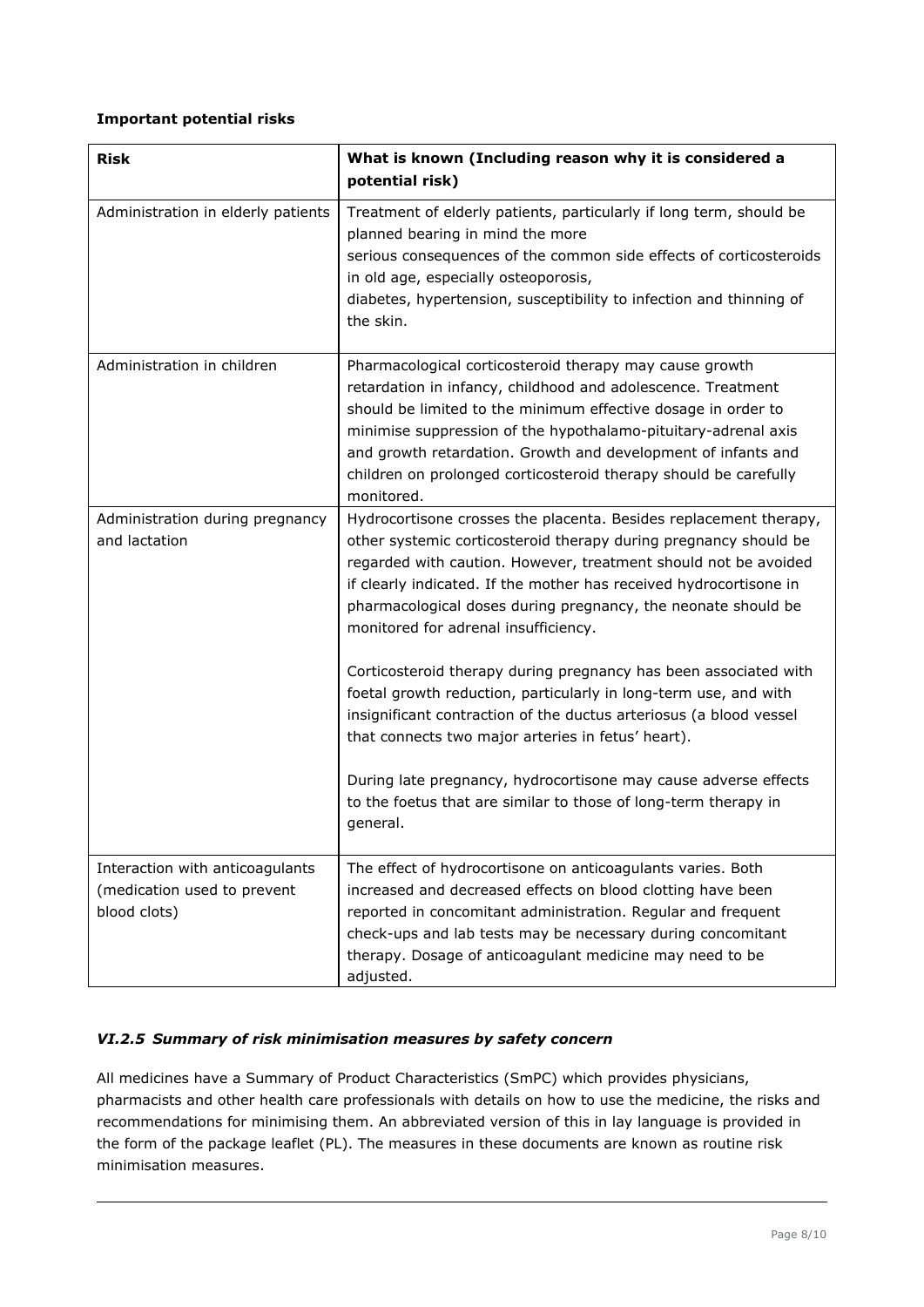**Important potential risks**

| Risk | What is known (Including reason why it is considered a potential risk) |
| --- | --- |
| Administration in elderly patients | Treatment of elderly patients, particularly if long term, should be planned bearing in mind the more serious consequences of the common side effects of corticosteroids in old age, especially osteoporosis, diabetes, hypertension, susceptibility to infection and thinning of the skin. |
| Administration in children | Pharmacological corticosteroid therapy may cause growth retardation in infancy, childhood and adolescence. Treatment should be limited to the minimum effective dosage in order to minimise suppression of the hypothalamo-pituitary-adrenal axis and growth retardation. Growth and development of infants and children on prolonged corticosteroid therapy should be carefully monitored. |
| Administration during pregnancy and lactation | Hydrocortisone crosses the placenta. Besides replacement therapy, other systemic corticosteroid therapy during pregnancy should be regarded with caution. However, treatment should not be avoided if clearly indicated. If the mother has received hydrocortisone in pharmacological doses during pregnancy, the neonate should be monitored for adrenal insufficiency.<br><br>Corticosteroid therapy during pregnancy has been associated with foetal growth reduction, particularly in long-term use, and with insignificant contraction of the ductus arteriosus (a blood vessel that connects two major arteries in fetus' heart).<br><br>During late pregnancy, hydrocortisone may cause adverse effects to the foetus that are similar to those of long-term therapy in general. |
| Interaction with anticoagulants (medication used to prevent blood clots) | The effect of hydrocortisone on anticoagulants varies. Both increased and decreased effects on blood clotting have been reported in concomitant administration. Regular and frequent check-ups and lab tests may be necessary during concomitant therapy. Dosage of anticoagulant medicine may need to be adjusted. |

### *VI.2.5 Summary of risk minimisation measures by safety concern*

All medicines have a Summary of Product Characteristics (SmPC) which provides physicians, pharmacists and other health care professionals with details on how to use the medicine, the risks and recommendations for minimising them. An abbreviated version of this in lay language is provided in the form of the package leaflet (PL). The measures in these documents are known as routine risk minimisation measures.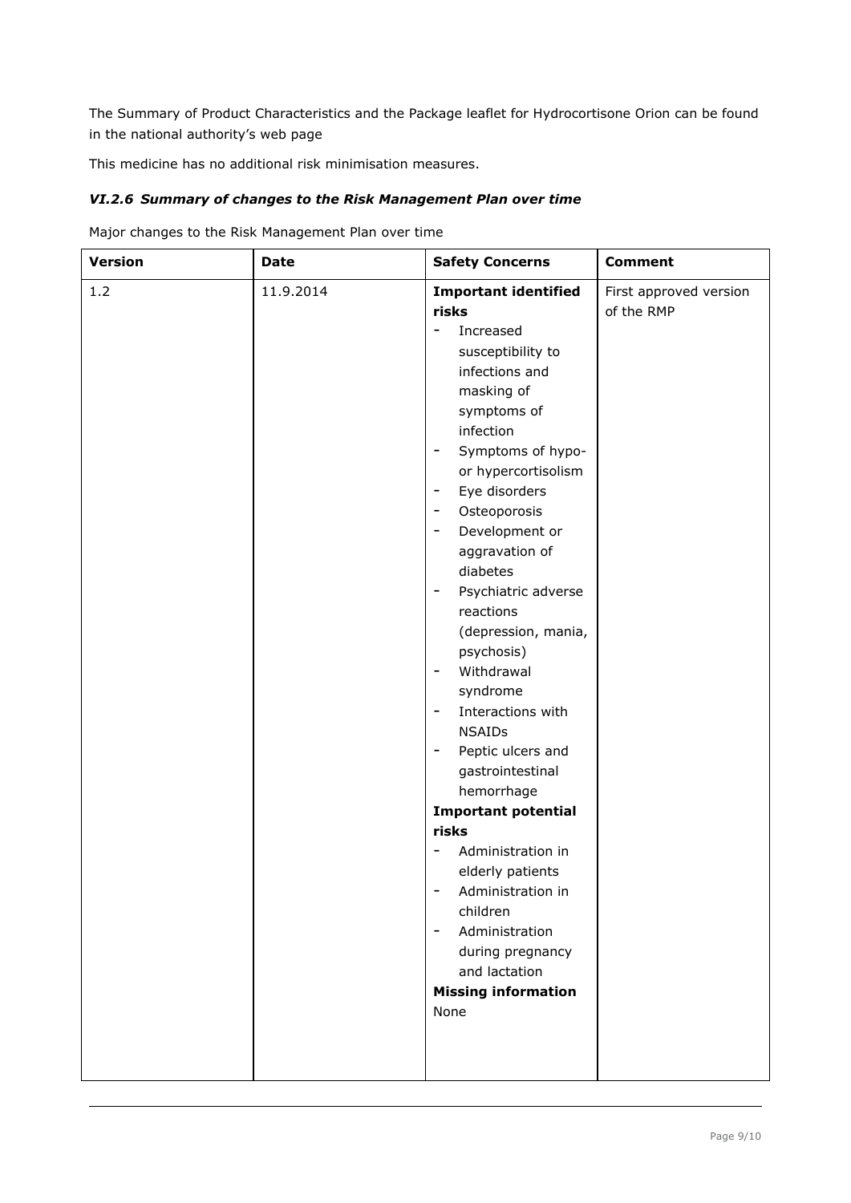The Summary of Product Characteristics and the Package leaflet for Hydrocortisone Orion can be found in the national authority's web page

This medicine has no additional risk minimisation measures.

### *VI.2.6 Summary of changes to the Risk Management Plan over time*

Major changes to the Risk Management Plan over time

| Version | Date | Safety Concerns | Comment |
|---|---|---|---|
| 1.2 | 11.9.2014 | **Important identified risks**<br>- Increased susceptibility to infections and masking of symptoms of infection<br>- Symptoms of hypo- or hypercortisolism<br>- Eye disorders<br>- Osteoporosis<br>- Development or aggravation of diabetes<br>- Psychiatric adverse reactions (depression, mania, psychosis)<br>- Withdrawal syndrome<br>- Interactions with NSAIDs<br>- Peptic ulcers and gastrointestinal hemorrhage<br>**Important potential risks**<br>- Administration in elderly patients<br>- Administration in children<br>- Administration during pregnancy and lactation<br>**Missing information**<br>None | First approved version of the RMP |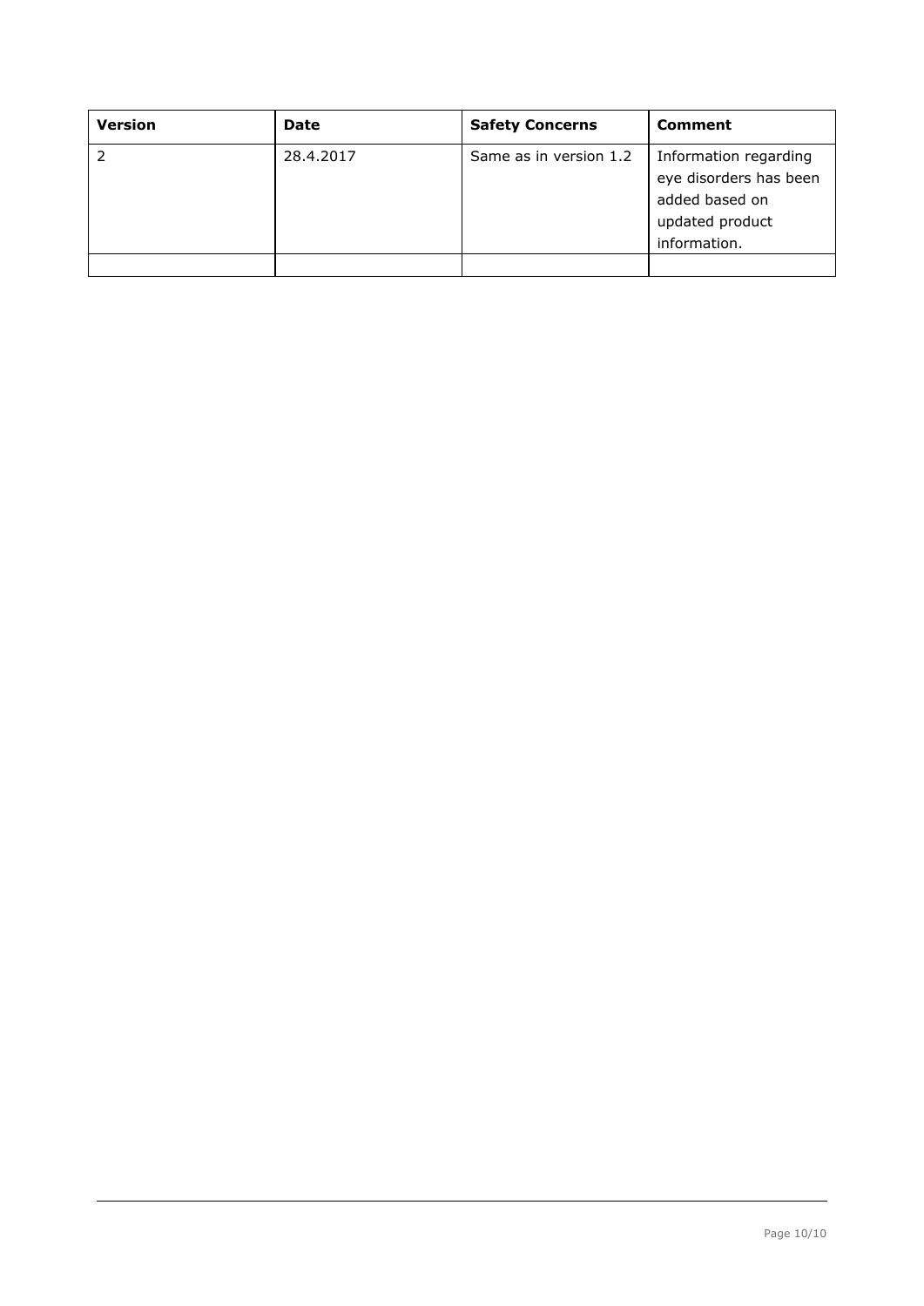| Version | Date | Safety Concerns | Comment |
|---|---|---|---|
| 2 | 28.4.2017 | Same as in version 1.2 | Information regarding eye disorders has been added based on updated product information. |
| | | | |